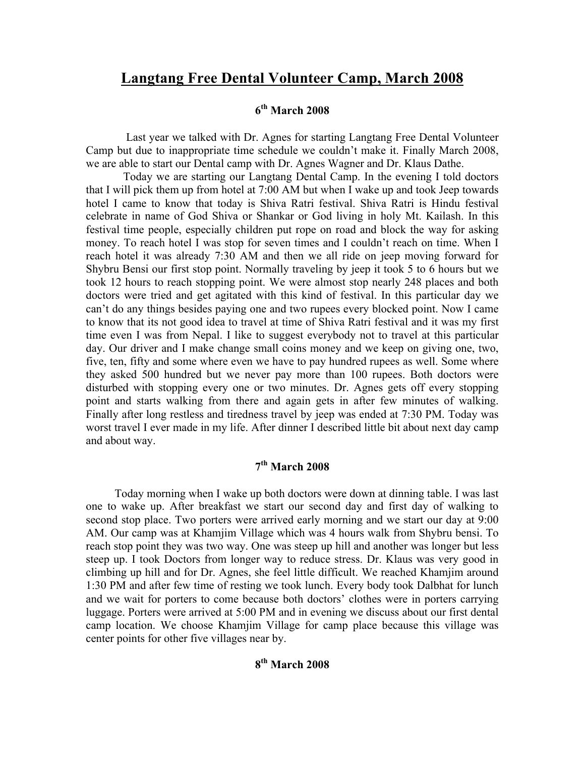# Langtang Free Dental Volunteer Camp, March 2008

### 6th March 2008

Last year we talked with Dr. Agnes for starting Langtang Free Dental Volunteer Camp but due to inappropriate time schedule we couldn't make it. Finally March 2008, we are able to start our Dental camp with Dr. Agnes Wagner and Dr. Klaus Dathe.

Today we are starting our Langtang Dental Camp. In the evening I told doctors that I will pick them up from hotel at 7:00 AM but when I wake up and took Jeep towards hotel I came to know that today is Shiva Ratri festival. Shiva Ratri is Hindu festival celebrate in name of God Shiva or Shankar or God living in holy Mt. Kailash. In this festival time people, especially children put rope on road and block the way for asking money. To reach hotel I was stop for seven times and I couldn't reach on time. When I reach hotel it was already 7:30 AM and then we all ride on jeep moving forward for Shybru Bensi our first stop point. Normally traveling by jeep it took 5 to 6 hours but we took 12 hours to reach stopping point. We were almost stop nearly 248 places and both doctors were tried and get agitated with this kind of festival. In this particular day we can't do any things besides paying one and two rupees every blocked point. Now I came to know that its not good idea to travel at time of Shiva Ratri festival and it was my first time even I was from Nepal. I like to suggest everybody not to travel at this particular day. Our driver and I make change small coins money and we keep on giving one, two, five, ten, fifty and some where even we have to pay hundred rupees as well. Some where they asked 500 hundred but we never pay more than 100 rupees. Both doctors were disturbed with stopping every one or two minutes. Dr. Agnes gets off every stopping point and starts walking from there and again gets in after few minutes of walking. Finally after long restless and tiredness travel by jeep was ended at 7:30 PM. Today was worst travel I ever made in my life. After dinner I described little bit about next day camp and about way.

### 7th March 2008

Today morning when I wake up both doctors were down at dinning table. I was last one to wake up. After breakfast we start our second day and first day of walking to second stop place. Two porters were arrived early morning and we start our day at 9:00 AM. Our camp was at Khamjim Village which was 4 hours walk from Shybru bensi. To reach stop point they was two way. One was steep up hill and another was longer but less steep up. I took Doctors from longer way to reduce stress. Dr. Klaus was very good in climbing up hill and for Dr. Agnes, she feel little difficult. We reached Khamjim around 1:30 PM and after few time of resting we took lunch. Every body took Dalbhat for lunch and we wait for porters to come because both doctors' clothes were in porters carrying luggage. Porters were arrived at 5:00 PM and in evening we discuss about our first dental camp location. We choose Khamjim Village for camp place because this village was center points for other five villages near by.

### 8th March 2008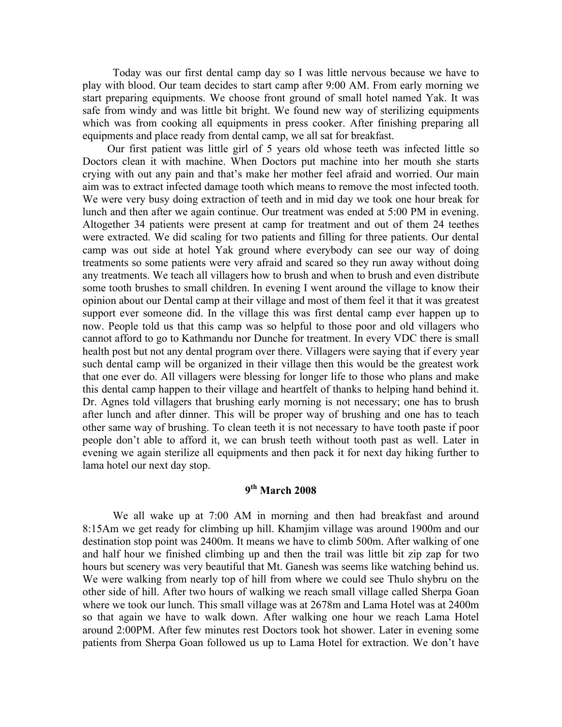Today was our first dental camp day so I was little nervous because we have to play with blood. Our team decides to start camp after 9:00 AM. From early morning we start preparing equipments. We choose front ground of small hotel named Yak. It was safe from windy and was little bit bright. We found new way of sterilizing equipments which was from cooking all equipments in press cooker. After finishing preparing all equipments and place ready from dental camp, we all sat for breakfast.

Our first patient was little girl of 5 years old whose teeth was infected little so Doctors clean it with machine. When Doctors put machine into her mouth she starts crying with out any pain and that's make her mother feel afraid and worried. Our main aim was to extract infected damage tooth which means to remove the most infected tooth. We were very busy doing extraction of teeth and in mid day we took one hour break for lunch and then after we again continue. Our treatment was ended at 5:00 PM in evening. Altogether 34 patients were present at camp for treatment and out of them 24 teethes were extracted. We did scaling for two patients and filling for three patients. Our dental camp was out side at hotel Yak ground where everybody can see our way of doing treatments so some patients were very afraid and scared so they run away without doing any treatments. We teach all villagers how to brush and when to brush and even distribute some tooth brushes to small children. In evening I went around the village to know their opinion about our Dental camp at their village and most of them feel it that it was greatest support ever someone did. In the village this was first dental camp ever happen up to now. People told us that this camp was so helpful to those poor and old villagers who cannot afford to go to Kathmandu nor Dunche for treatment. In every VDC there is small health post but not any dental program over there. Villagers were saying that if every year such dental camp will be organized in their village then this would be the greatest work that one ever do. All villagers were blessing for longer life to those who plans and make this dental camp happen to their village and heartfelt of thanks to helping hand behind it. Dr. Agnes told villagers that brushing early morning is not necessary; one has to brush after lunch and after dinner. This will be proper way of brushing and one has to teach other same way of brushing. To clean teeth it is not necessary to have tooth paste if poor people don't able to afford it, we can brush teeth without tooth past as well. Later in evening we again sterilize all equipments and then pack it for next day hiking further to lama hotel our next day stop.

### 9th March 2008

We all wake up at 7:00 AM in morning and then had breakfast and around 8:15Am we get ready for climbing up hill. Khamjim village was around 1900m and our destination stop point was 2400m. It means we have to climb 500m. After walking of one and half hour we finished climbing up and then the trail was little bit zip zap for two hours but scenery was very beautiful that Mt. Ganesh was seems like watching behind us. We were walking from nearly top of hill from where we could see Thulo shybru on the other side of hill. After two hours of walking we reach small village called Sherpa Goan where we took our lunch. This small village was at 2678m and Lama Hotel was at 2400m so that again we have to walk down. After walking one hour we reach Lama Hotel around 2:00PM. After few minutes rest Doctors took hot shower. Later in evening some patients from Sherpa Goan followed us up to Lama Hotel for extraction. We don't have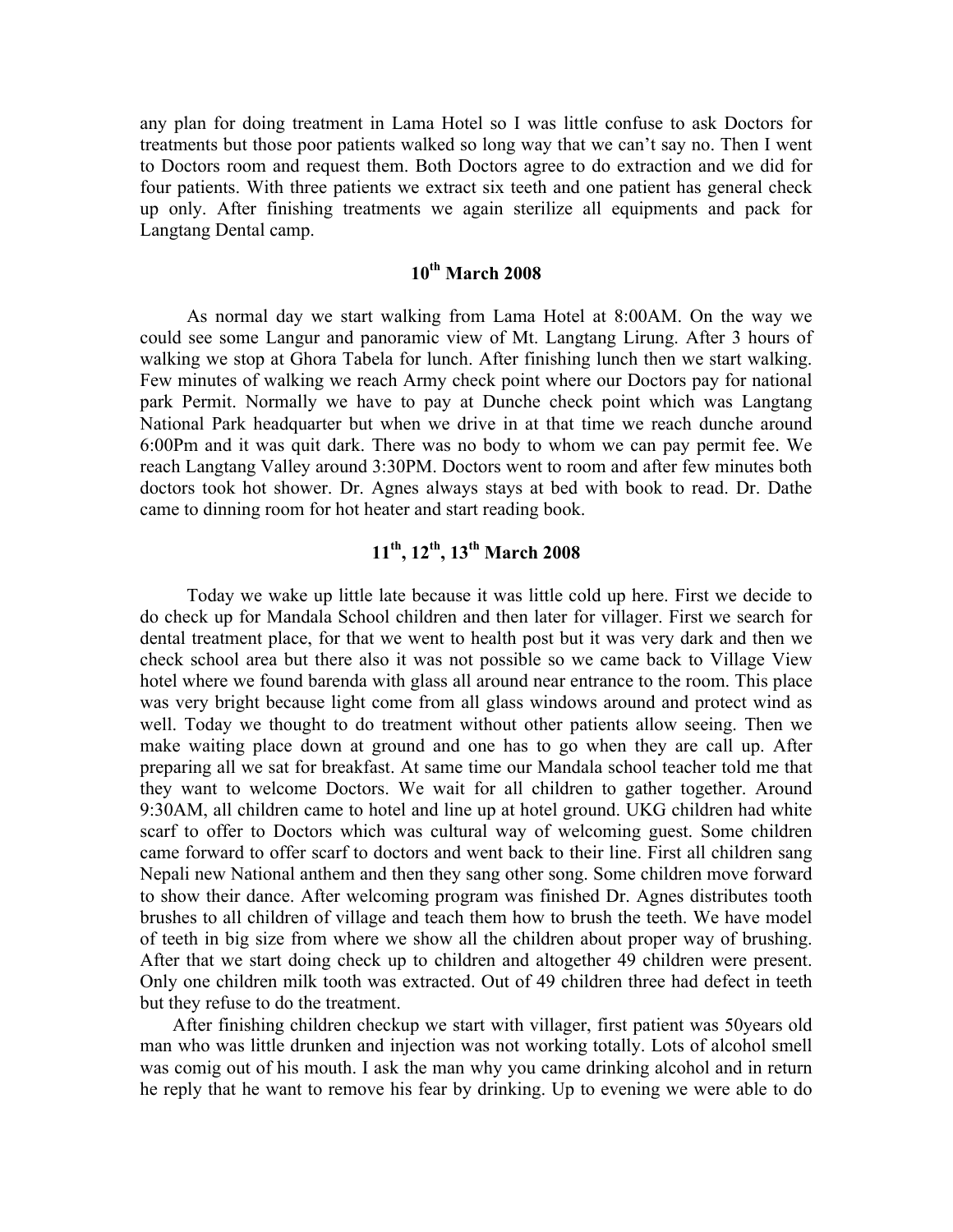any plan for doing treatment in Lama Hotel so I was little confuse to ask Doctors for treatments but those poor patients walked so long way that we can't say no. Then I went to Doctors room and request them. Both Doctors agree to do extraction and we did for four patients. With three patients we extract six teeth and one patient has general check up only. After finishing treatments we again sterilize all equipments and pack for Langtang Dental camp.

## 10th March 2008

As normal day we start walking from Lama Hotel at 8:00AM. On the way we could see some Langur and panoramic view of Mt. Langtang Lirung. After 3 hours of walking we stop at Ghora Tabela for lunch. After finishing lunch then we start walking. Few minutes of walking we reach Army check point where our Doctors pay for national park Permit. Normally we have to pay at Dunche check point which was Langtang National Park headquarter but when we drive in at that time we reach dunche around 6:00Pm and it was quit dark. There was no body to whom we can pay permit fee. We reach Langtang Valley around 3:30PM. Doctors went to room and after few minutes both doctors took hot shower. Dr. Agnes always stays at bed with book to read. Dr. Dathe came to dinning room for hot heater and start reading book.

## 11th, 12th, 13th March 2008

Today we wake up little late because it was little cold up here. First we decide to do check up for Mandala School children and then later for villager. First we search for dental treatment place, for that we went to health post but it was very dark and then we check school area but there also it was not possible so we came back to Village View hotel where we found barenda with glass all around near entrance to the room. This place was very bright because light come from all glass windows around and protect wind as well. Today we thought to do treatment without other patients allow seeing. Then we make waiting place down at ground and one has to go when they are call up. After preparing all we sat for breakfast. At same time our Mandala school teacher told me that they want to welcome Doctors. We wait for all children to gather together. Around 9:30AM, all children came to hotel and line up at hotel ground. UKG children had white scarf to offer to Doctors which was cultural way of welcoming guest. Some children came forward to offer scarf to doctors and went back to their line. First all children sang Nepali new National anthem and then they sang other song. Some children move forward to show their dance. After welcoming program was finished Dr. Agnes distributes tooth brushes to all children of village and teach them how to brush the teeth. We have model of teeth in big size from where we show all the children about proper way of brushing. After that we start doing check up to children and altogether 49 children were present. Only one children milk tooth was extracted. Out of 49 children three had defect in teeth but they refuse to do the treatment.

After finishing children checkup we start with villager, first patient was 50years old man who was little drunken and injection was not working totally. Lots of alcohol smell was comig out of his mouth. I ask the man why you came drinking alcohol and in return he reply that he want to remove his fear by drinking. Up to evening we were able to do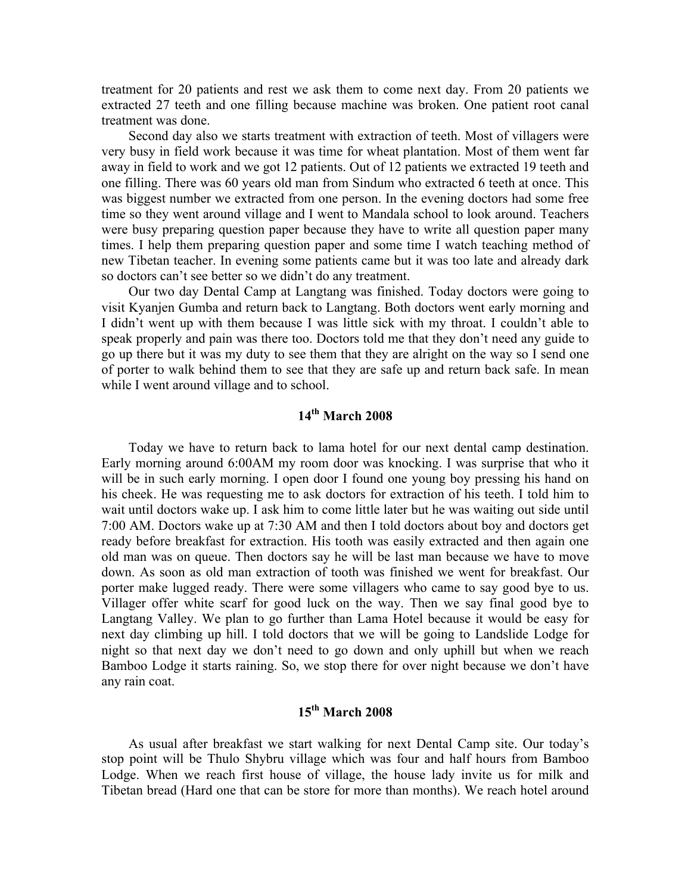treatment for 20 patients and rest we ask them to come next day. From 20 patients we extracted 27 teeth and one filling because machine was broken. One patient root canal treatment was done.

Second day also we starts treatment with extraction of teeth. Most of villagers were very busy in field work because it was time for wheat plantation. Most of them went far away in field to work and we got 12 patients. Out of 12 patients we extracted 19 teeth and one filling. There was 60 years old man from Sindum who extracted 6 teeth at once. This was biggest number we extracted from one person. In the evening doctors had some free time so they went around village and I went to Mandala school to look around. Teachers were busy preparing question paper because they have to write all question paper many times. I help them preparing question paper and some time I watch teaching method of new Tibetan teacher. In evening some patients came but it was too late and already dark so doctors can't see better so we didn't do any treatment.

Our two day Dental Camp at Langtang was finished. Today doctors were going to visit Kyanjen Gumba and return back to Langtang. Both doctors went early morning and I didn't went up with them because I was little sick with my throat. I couldn't able to speak properly and pain was there too. Doctors told me that they don't need any guide to go up there but it was my duty to see them that they are alright on the way so I send one of porter to walk behind them to see that they are safe up and return back safe. In mean while I went around village and to school.

## 14th March 2008

Today we have to return back to lama hotel for our next dental camp destination. Early morning around 6:00AM my room door was knocking. I was surprise that who it will be in such early morning. I open door I found one young boy pressing his hand on his cheek. He was requesting me to ask doctors for extraction of his teeth. I told him to wait until doctors wake up. I ask him to come little later but he was waiting out side until 7:00 AM. Doctors wake up at 7:30 AM and then I told doctors about boy and doctors get ready before breakfast for extraction. His tooth was easily extracted and then again one old man was on queue. Then doctors say he will be last man because we have to move down. As soon as old man extraction of tooth was finished we went for breakfast. Our porter make lugged ready. There were some villagers who came to say good bye to us. Villager offer white scarf for good luck on the way. Then we say final good bye to Langtang Valley. We plan to go further than Lama Hotel because it would be easy for next day climbing up hill. I told doctors that we will be going to Landslide Lodge for night so that next day we don't need to go down and only uphill but when we reach Bamboo Lodge it starts raining. So, we stop there for over night because we don't have any rain coat.

## 15th March 2008

As usual after breakfast we start walking for next Dental Camp site. Our today's stop point will be Thulo Shybru village which was four and half hours from Bamboo Lodge. When we reach first house of village, the house lady invite us for milk and Tibetan bread (Hard one that can be store for more than months). We reach hotel around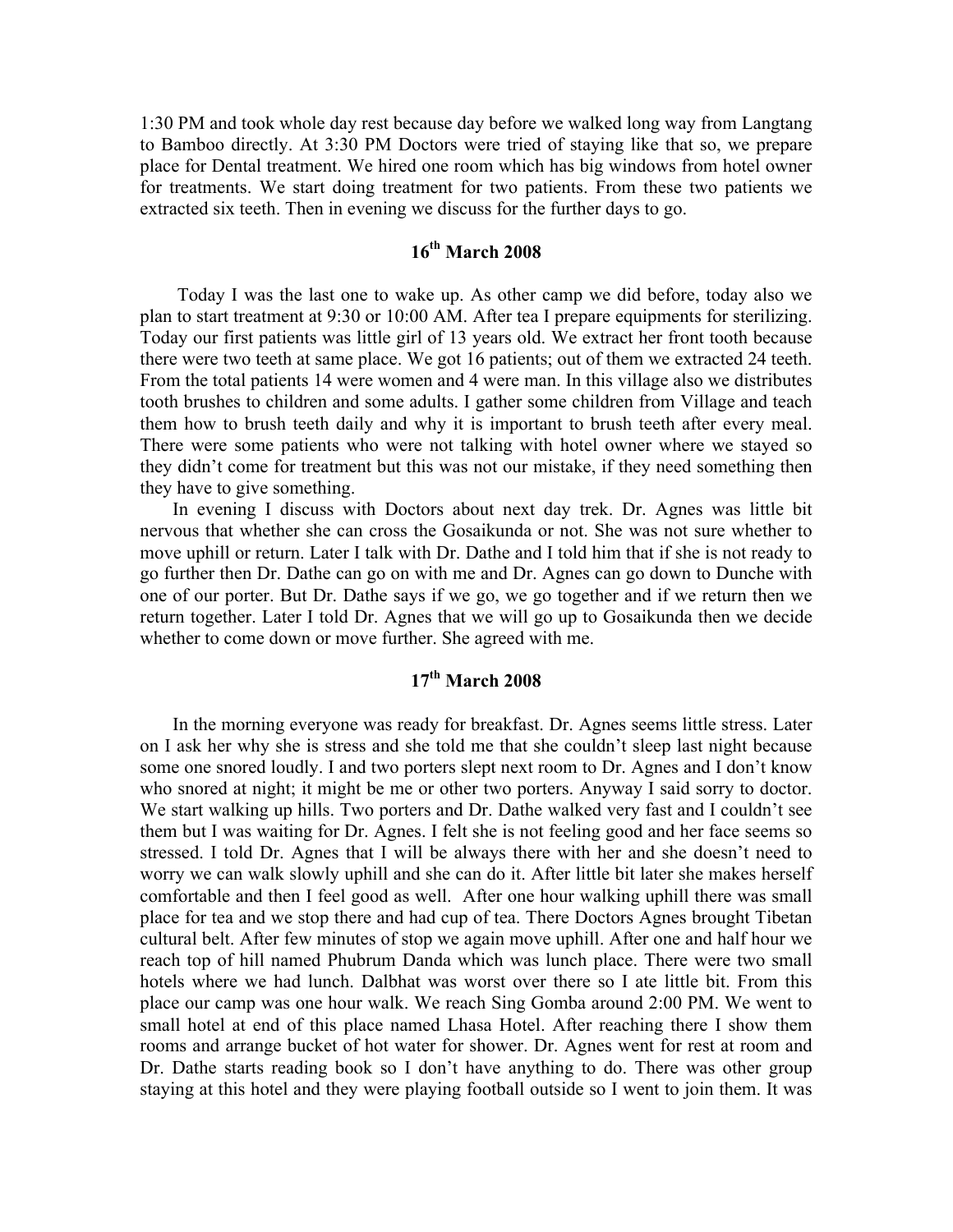1:30 PM and took whole day rest because day before we walked long way from Langtang to Bamboo directly. At 3:30 PM Doctors were tried of staying like that so, we prepare place for Dental treatment. We hired one room which has big windows from hotel owner for treatments. We start doing treatment for two patients. From these two patients we extracted six teeth. Then in evening we discuss for the further days to go.

## 16th March 2008

Today I was the last one to wake up. As other camp we did before, today also we plan to start treatment at 9:30 or 10:00 AM. After tea I prepare equipments for sterilizing. Today our first patients was little girl of 13 years old. We extract her front tooth because there were two teeth at same place. We got 16 patients; out of them we extracted 24 teeth. From the total patients 14 were women and 4 were man. In this village also we distributes tooth brushes to children and some adults. I gather some children from Village and teach them how to brush teeth daily and why it is important to brush teeth after every meal. There were some patients who were not talking with hotel owner where we stayed so they didn't come for treatment but this was not our mistake, if they need something then they have to give something.

In evening I discuss with Doctors about next day trek. Dr. Agnes was little bit nervous that whether she can cross the Gosaikunda or not. She was not sure whether to move uphill or return. Later I talk with Dr. Dathe and I told him that if she is not ready to go further then Dr. Dathe can go on with me and Dr. Agnes can go down to Dunche with one of our porter. But Dr. Dathe says if we go, we go together and if we return then we return together. Later I told Dr. Agnes that we will go up to Gosaikunda then we decide whether to come down or move further. She agreed with me.

## 17th March 2008

In the morning everyone was ready for breakfast. Dr. Agnes seems little stress. Later on I ask her why she is stress and she told me that she couldn't sleep last night because some one snored loudly. I and two porters slept next room to Dr. Agnes and I don't know who snored at night; it might be me or other two porters. Anyway I said sorry to doctor. We start walking up hills. Two porters and Dr. Dathe walked very fast and I couldn't see them but I was waiting for Dr. Agnes. I felt she is not feeling good and her face seems so stressed. I told Dr. Agnes that I will be always there with her and she doesn't need to worry we can walk slowly uphill and she can do it. After little bit later she makes herself comfortable and then I feel good as well. After one hour walking uphill there was small place for tea and we stop there and had cup of tea. There Doctors Agnes brought Tibetan cultural belt. After few minutes of stop we again move uphill. After one and half hour we reach top of hill named Phubrum Danda which was lunch place. There were two small hotels where we had lunch. Dalbhat was worst over there so I ate little bit. From this place our camp was one hour walk. We reach Sing Gomba around 2:00 PM. We went to small hotel at end of this place named Lhasa Hotel. After reaching there I show them rooms and arrange bucket of hot water for shower. Dr. Agnes went for rest at room and Dr. Dathe starts reading book so I don't have anything to do. There was other group staying at this hotel and they were playing football outside so I went to join them. It was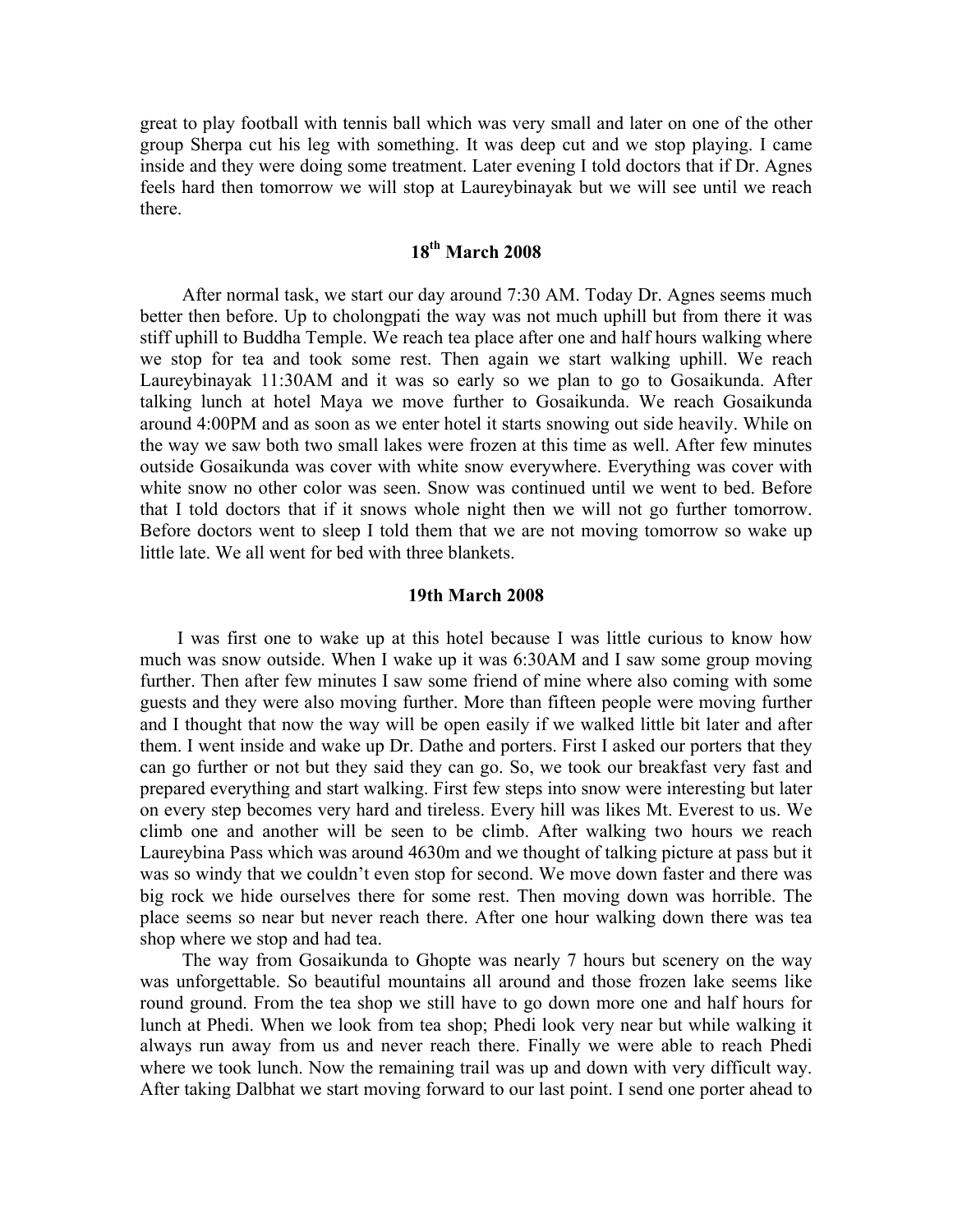great to play football with tennis ball which was very small and later on one of the other group Sherpa cut his leg with something. It was deep cut and we stop playing. I came inside and they were doing some treatment. Later evening I told doctors that if Dr. Agnes feels hard then tomorrow we will stop at Laureybinayak but we will see until we reach there.

## 18th March 2008

After normal task, we start our day around 7:30 AM. Today Dr. Agnes seems much better then before. Up to cholongpati the way was not much uphill but from there it was stiff uphill to Buddha Temple. We reach tea place after one and half hours walking where we stop for tea and took some rest. Then again we start walking uphill. We reach Laureybinayak 11:30AM and it was so early so we plan to go to Gosaikunda. After talking lunch at hotel Maya we move further to Gosaikunda. We reach Gosaikunda around 4:00PM and as soon as we enter hotel it starts snowing out side heavily. While on the way we saw both two small lakes were frozen at this time as well. After few minutes outside Gosaikunda was cover with white snow everywhere. Everything was cover with white snow no other color was seen. Snow was continued until we went to bed. Before that I told doctors that if it snows whole night then we will not go further tomorrow. Before doctors went to sleep I told them that we are not moving tomorrow so wake up little late. We all went for bed with three blankets.

## 19th March 2008

I was first one to wake up at this hotel because I was little curious to know how much was snow outside. When I wake up it was 6:30AM and I saw some group moving further. Then after few minutes I saw some friend of mine where also coming with some guests and they were also moving further. More than fifteen people were moving further and I thought that now the way will be open easily if we walked little bit later and after them. I went inside and wake up Dr. Dathe and porters. First I asked our porters that they can go further or not but they said they can go. So, we took our breakfast very fast and prepared everything and start walking. First few steps into snow were interesting but later on every step becomes very hard and tireless. Every hill was likes Mt. Everest to us. We climb one and another will be seen to be climb. After walking two hours we reach Laureybina Pass which was around 4630m and we thought of talking picture at pass but it was so windy that we couldn't even stop for second. We move down faster and there was big rock we hide ourselves there for some rest. Then moving down was horrible. The place seems so near but never reach there. After one hour walking down there was tea shop where we stop and had tea.

The way from Gosaikunda to Ghopte was nearly 7 hours but scenery on the way was unforgettable. So beautiful mountains all around and those frozen lake seems like round ground. From the tea shop we still have to go down more one and half hours for lunch at Phedi. When we look from tea shop; Phedi look very near but while walking it always run away from us and never reach there. Finally we were able to reach Phedi where we took lunch. Now the remaining trail was up and down with very difficult way. After taking Dalbhat we start moving forward to our last point. I send one porter ahead to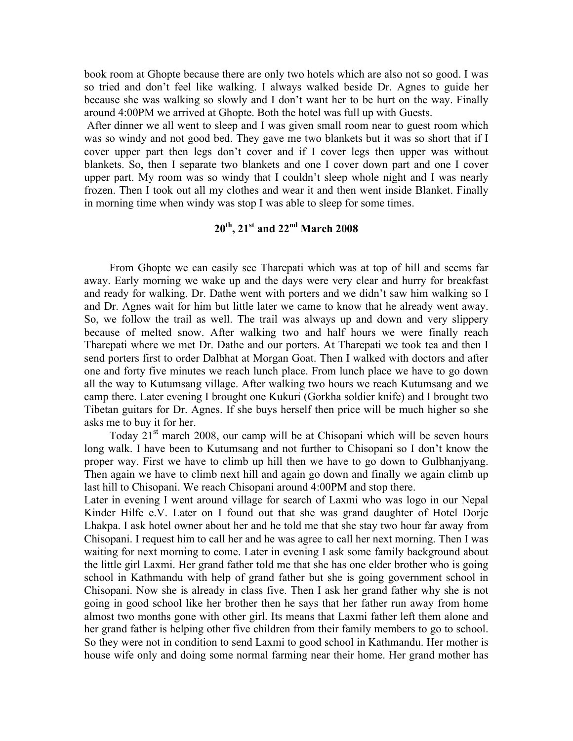book room at Ghopte because there are only two hotels which are also not so good. I was so tried and don't feel like walking. I always walked beside Dr. Agnes to guide her because she was walking so slowly and I don't want her to be hurt on the way. Finally around 4:00PM we arrived at Ghopte. Both the hotel was full up with Guests.

After dinner we all went to sleep and I was given small room near to guest room which was so windy and not good bed. They gave me two blankets but it was so short that if I cover upper part then legs don't cover and if I cover legs then upper was without blankets. So, then I separate two blankets and one I cover down part and one I cover upper part. My room was so windy that I couldn't sleep whole night and I was nearly frozen. Then I took out all my clothes and wear it and then went inside Blanket. Finally in morning time when windy was stop I was able to sleep for some times.

## 20th, 21st and 22nd March 2008

From Ghopte we can easily see Tharepati which was at top of hill and seems far away. Early morning we wake up and the days were very clear and hurry for breakfast and ready for walking. Dr. Dathe went with porters and we didn't saw him walking so I and Dr. Agnes wait for him but little later we came to know that he already went away. So, we follow the trail as well. The trail was always up and down and very slippery because of melted snow. After walking two and half hours we were finally reach Tharepati where we met Dr. Dathe and our porters. At Tharepati we took tea and then I send porters first to order Dalbhat at Morgan Goat. Then I walked with doctors and after one and forty five minutes we reach lunch place. From lunch place we have to go down all the way to Kutumsang village. After walking two hours we reach Kutumsang and we camp there. Later evening I brought one Kukuri (Gorkha soldier knife) and I brought two Tibetan guitars for Dr. Agnes. If she buys herself then price will be much higher so she asks me to buy it for her.

Today 21st march 2008, our camp will be at Chisopani which will be seven hours long walk. I have been to Kutumsang and not further to Chisopani so I don't know the proper way. First we have to climb up hill then we have to go down to Gulbhanjyang. Then again we have to climb next hill and again go down and finally we again climb up last hill to Chisopani. We reach Chisopani around 4:00PM and stop there.

Later in evening I went around village for search of Laxmi who was logo in our Nepal Kinder Hilfe e.V. Later on I found out that she was grand daughter of Hotel Dorje Lhakpa. I ask hotel owner about her and he told me that she stay two hour far away from Chisopani. I request him to call her and he was agree to call her next morning. Then I was waiting for next morning to come. Later in evening I ask some family background about the little girl Laxmi. Her grand father told me that she has one elder brother who is going school in Kathmandu with help of grand father but she is going government school in Chisopani. Now she is already in class five. Then I ask her grand father why she is not going in good school like her brother then he says that her father run away from home almost two months gone with other girl. Its means that Laxmi father left them alone and her grand father is helping other five children from their family members to go to school. So they were not in condition to send Laxmi to good school in Kathmandu. Her mother is house wife only and doing some normal farming near their home. Her grand mother has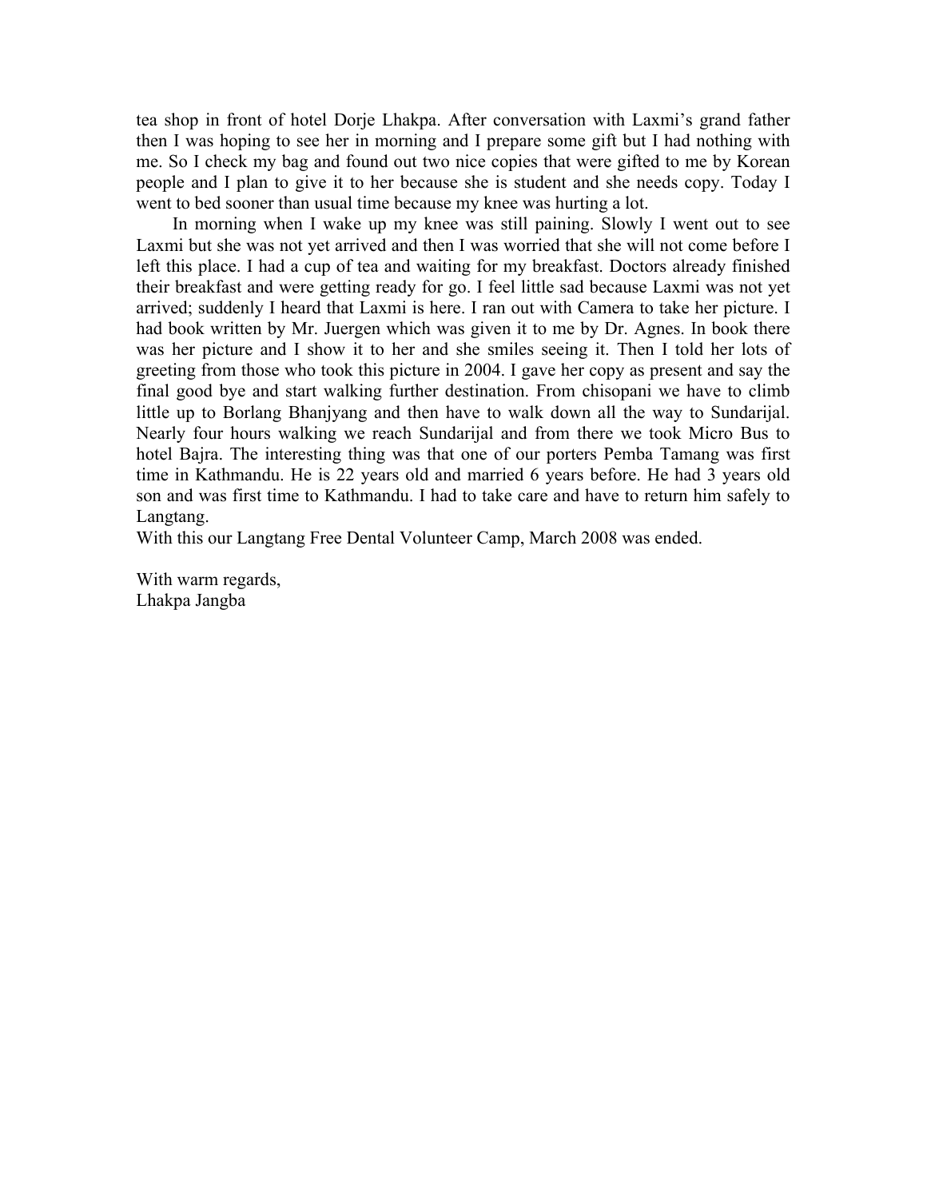tea shop in front of hotel Dorje Lhakpa. After conversation with Laxmi's grand father then I was hoping to see her in morning and I prepare some gift but I had nothing with me. So I check my bag and found out two nice copies that were gifted to me by Korean people and I plan to give it to her because she is student and she needs copy. Today I went to bed sooner than usual time because my knee was hurting a lot.

In morning when I wake up my knee was still paining. Slowly I went out to see Laxmi but she was not yet arrived and then I was worried that she will not come before I left this place. I had a cup of tea and waiting for my breakfast. Doctors already finished their breakfast and were getting ready for go. I feel little sad because Laxmi was not yet arrived; suddenly I heard that Laxmi is here. I ran out with Camera to take her picture. I had book written by Mr. Juergen which was given it to me by Dr. Agnes. In book there was her picture and I show it to her and she smiles seeing it. Then I told her lots of greeting from those who took this picture in 2004. I gave her copy as present and say the final good bye and start walking further destination. From chisopani we have to climb little up to Borlang Bhanjyang and then have to walk down all the way to Sundarijal. Nearly four hours walking we reach Sundarijal and from there we took Micro Bus to hotel Bajra. The interesting thing was that one of our porters Pemba Tamang was first time in Kathmandu. He is 22 years old and married 6 years before. He had 3 years old son and was first time to Kathmandu. I had to take care and have to return him safely to Langtang.

With this our Langtang Free Dental Volunteer Camp, March 2008 was ended.

With warm regards,
Lhakpa Jangba